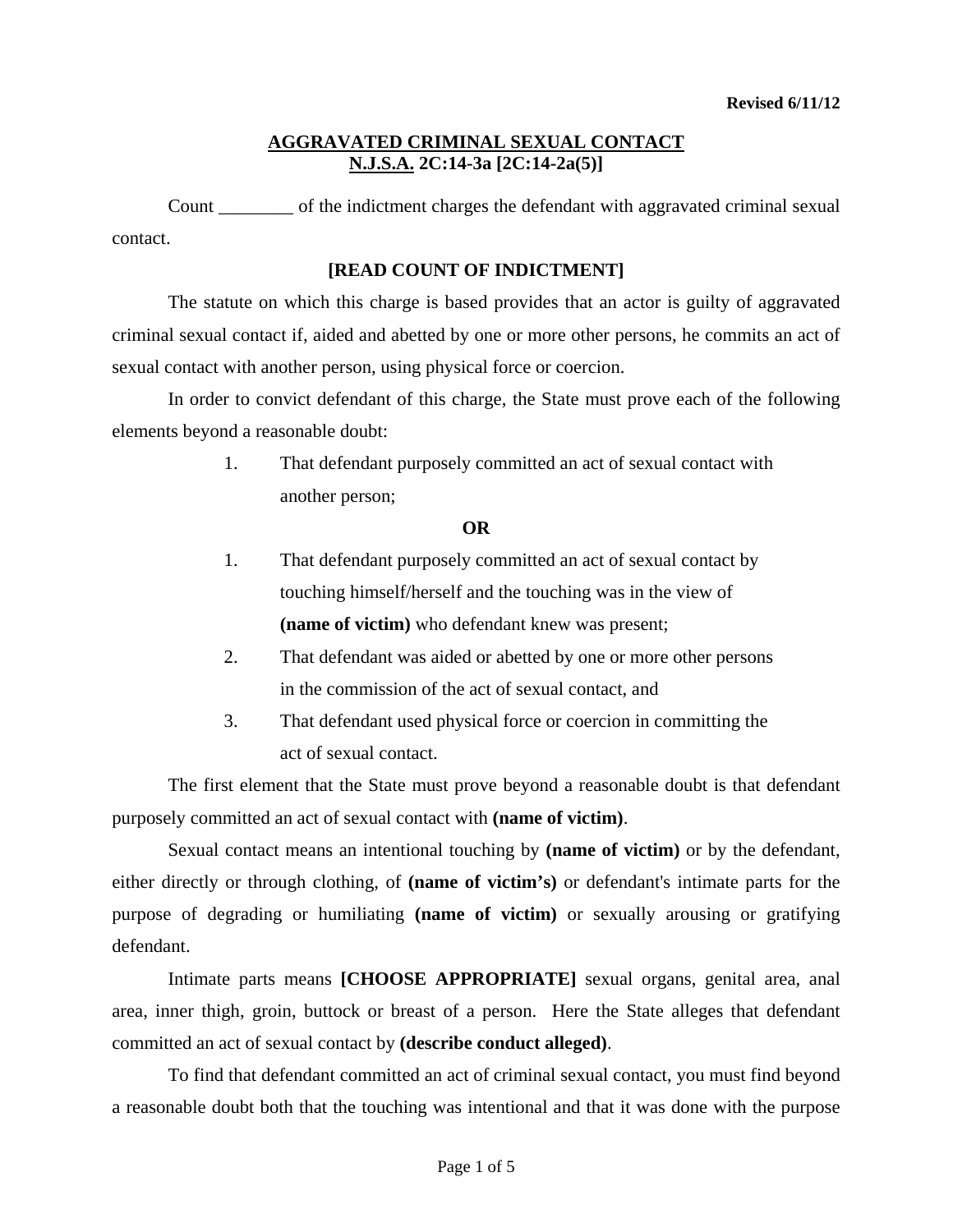**Revised 6/11/12**

# AGGRAVATED CRIMINAL SEXUAL CONTACT
## N.J.S.A. 2C:14-3a [2C:14-2a(5)]

Count ________ of the indictment charges the defendant with aggravated criminal sexual contact.

**[READ COUNT OF INDICTMENT]**

The statute on which this charge is based provides that an actor is guilty of aggravated criminal sexual contact if, aided and abetted by one or more other persons, he commits an act of sexual contact with another person, using physical force or coercion.

In order to convict defendant of this charge, the State must prove each of the following elements beyond a reasonable doubt:

1. That defendant purposely committed an act of sexual contact with another person;

**OR**

1. That defendant purposely committed an act of sexual contact by touching himself/herself and the touching was in the view of **(name of victim)** who defendant knew was present;
2. That defendant was aided or abetted by one or more other persons in the commission of the act of sexual contact, and
3. That defendant used physical force or coercion in committing the act of sexual contact.

The first element that the State must prove beyond a reasonable doubt is that defendant purposely committed an act of sexual contact with **(name of victim)**.

Sexual contact means an intentional touching by **(name of victim)** or by the defendant, either directly or through clothing, of **(name of victim's)** or defendant's intimate parts for the purpose of degrading or humiliating **(name of victim)** or sexually arousing or gratifying defendant.

Intimate parts means **[CHOOSE APPROPRIATE]** sexual organs, genital area, anal area, inner thigh, groin, buttock or breast of a person. Here the State alleges that defendant committed an act of sexual contact by **(describe conduct alleged)**.

To find that defendant committed an act of criminal sexual contact, you must find beyond a reasonable doubt both that the touching was intentional and that it was done with the purpose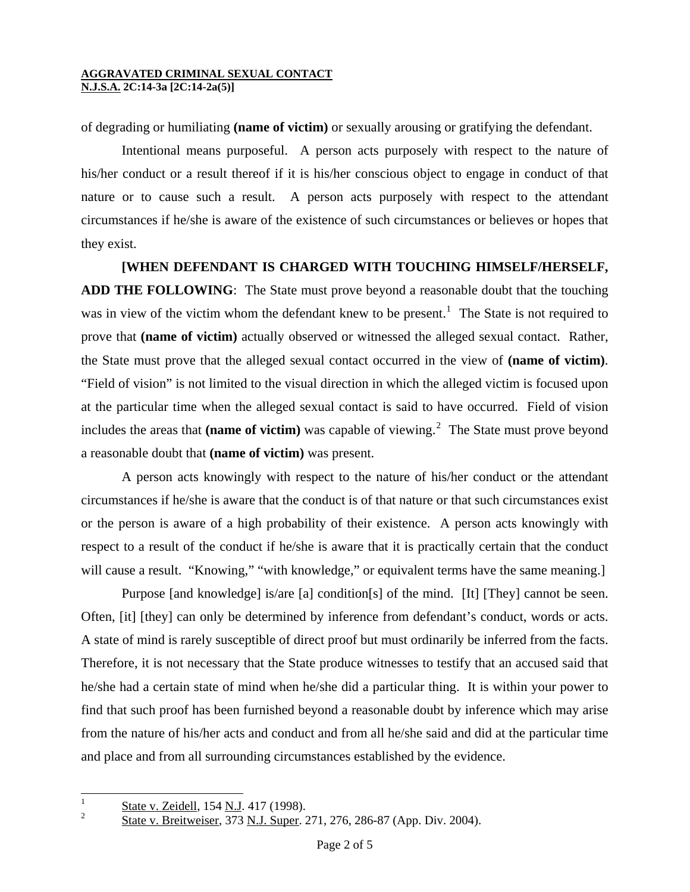of degrading or humiliating **(name of victim)** or sexually arousing or gratifying the defendant.

Intentional means purposeful. A person acts purposely with respect to the nature of his/her conduct or a result thereof if it is his/her conscious object to engage in conduct of that nature or to cause such a result. A person acts purposely with respect to the attendant circumstances if he/she is aware of the existence of such circumstances or believes or hopes that they exist.

**[WHEN DEFENDANT IS CHARGED WITH TOUCHING HIMSELF/HERSELF, ADD THE FOLLOWING**: The State must prove beyond a reasonable doubt that the touching was in view of the victim whom the defendant knew to be present.[1] The State is not required to prove that **(name of victim)** actually observed or witnessed the alleged sexual contact. Rather, the State must prove that the alleged sexual contact occurred in the view of **(name of victim)**. "Field of vision" is not limited to the visual direction in which the alleged victim is focused upon at the particular time when the alleged sexual contact is said to have occurred. Field of vision includes the areas that **(name of victim)** was capable of viewing.[2] The State must prove beyond a reasonable doubt that **(name of victim)** was present.

A person acts knowingly with respect to the nature of his/her conduct or the attendant circumstances if he/she is aware that the conduct is of that nature or that such circumstances exist or the person is aware of a high probability of their existence. A person acts knowingly with respect to a result of the conduct if he/she is aware that it is practically certain that the conduct will cause a result. "Knowing," "with knowledge," or equivalent terms have the same meaning.]

Purpose [and knowledge] is/are [a] condition[s] of the mind. [It] [They] cannot be seen. Often, [it] [they] can only be determined by inference from defendant's conduct, words or acts. A state of mind is rarely susceptible of direct proof but must ordinarily be inferred from the facts. Therefore, it is not necessary that the State produce witnesses to testify that an accused said that he/she had a certain state of mind when he/she did a particular thing. It is within your power to find that such proof has been furnished beyond a reasonable doubt by inference which may arise from the nature of his/her acts and conduct and from all he/she said and did at the particular time and place and from all surrounding circumstances established by the evidence.

---

[1] State v. Zeidell, 154 N.J. 417 (1998).

[2] State v. Breitweiser, 373 N.J. Super. 271, 276, 286-87 (App. Div. 2004).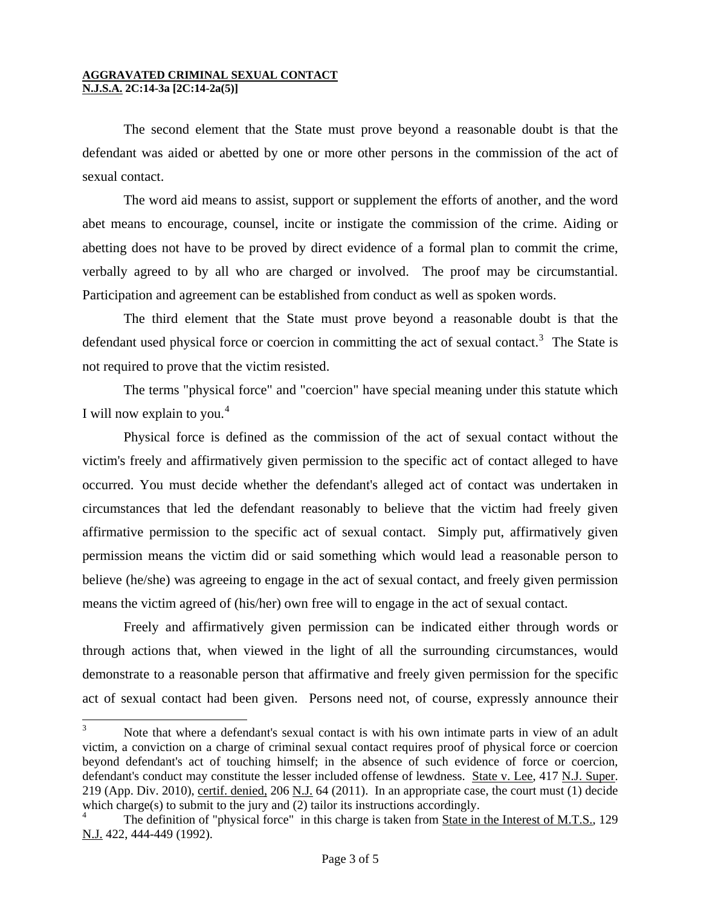**AGGRAVATED CRIMINAL SEXUAL CONTACT**
**N.J.S.A. 2C:14-3a [2C:14-2a(5)]**

The second element that the State must prove beyond a reasonable doubt is that the defendant was aided or abetted by one or more other persons in the commission of the act of sexual contact.

The word aid means to assist, support or supplement the efforts of another, and the word abet means to encourage, counsel, incite or instigate the commission of the crime. Aiding or abetting does not have to be proved by direct evidence of a formal plan to commit the crime, verbally agreed to by all who are charged or involved. The proof may be circumstantial. Participation and agreement can be established from conduct as well as spoken words.

The third element that the State must prove beyond a reasonable doubt is that the defendant used physical force or coercion in committing the act of sexual contact.[3] The State is not required to prove that the victim resisted.

The terms "physical force" and "coercion" have special meaning under this statute which I will now explain to you.[4]

Physical force is defined as the commission of the act of sexual contact without the victim's freely and affirmatively given permission to the specific act of contact alleged to have occurred. You must decide whether the defendant's alleged act of contact was undertaken in circumstances that led the defendant reasonably to believe that the victim had freely given affirmative permission to the specific act of sexual contact. Simply put, affirmatively given permission means the victim did or said something which would lead a reasonable person to believe (he/she) was agreeing to engage in the act of sexual contact, and freely given permission means the victim agreed of (his/her) own free will to engage in the act of sexual contact.

Freely and affirmatively given permission can be indicated either through words or through actions that, when viewed in the light of all the surrounding circumstances, would demonstrate to a reasonable person that affirmative and freely given permission for the specific act of sexual contact had been given. Persons need not, of course, expressly announce their

---

[3] Note that where a defendant's sexual contact is with his own intimate parts in view of an adult victim, a conviction on a charge of criminal sexual contact requires proof of physical force or coercion beyond defendant's act of touching himself; in the absence of such evidence of force or coercion, defendant's conduct may constitute the lesser included offense of lewdness. State v. Lee, 417 N.J. Super. 219 (App. Div. 2010), certif. denied, 206 N.J. 64 (2011). In an appropriate case, the court must (1) decide which charge(s) to submit to the jury and (2) tailor its instructions accordingly.

[4] The definition of "physical force" in this charge is taken from State in the Interest of M.T.S., 129 N.J. 422, 444-449 (1992).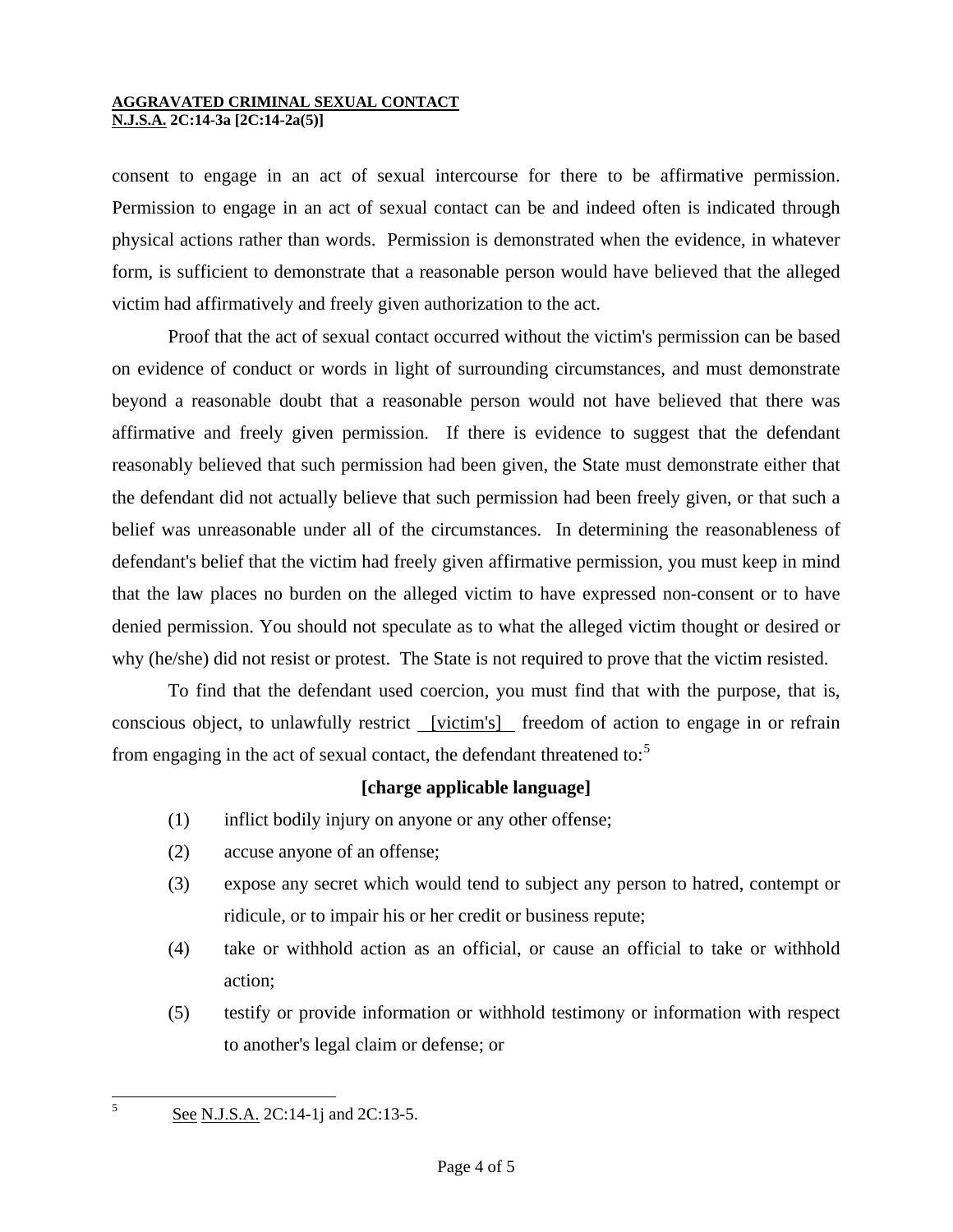consent to engage in an act of sexual intercourse for there to be affirmative permission. Permission to engage in an act of sexual contact can be and indeed often is indicated through physical actions rather than words. Permission is demonstrated when the evidence, in whatever form, is sufficient to demonstrate that a reasonable person would have believed that the alleged victim had affirmatively and freely given authorization to the act.

Proof that the act of sexual contact occurred without the victim's permission can be based on evidence of conduct or words in light of surrounding circumstances, and must demonstrate beyond a reasonable doubt that a reasonable person would not have believed that there was affirmative and freely given permission. If there is evidence to suggest that the defendant reasonably believed that such permission had been given, the State must demonstrate either that the defendant did not actually believe that such permission had been freely given, or that such a belief was unreasonable under all of the circumstances. In determining the reasonableness of defendant's belief that the victim had freely given affirmative permission, you must keep in mind that the law places no burden on the alleged victim to have expressed non-consent or to have denied permission. You should not speculate as to what the alleged victim thought or desired or why (he/she) did not resist or protest. The State is not required to prove that the victim resisted.

To find that the defendant used coercion, you must find that with the purpose, that is, conscious object, to unlawfully restrict [victim's] freedom of action to engage in or refrain from engaging in the act of sexual contact, the defendant threatened to:[5]

**[charge applicable language]**

(1) inflict bodily injury on anyone or any other offense;

(2) accuse anyone of an offense;

(3) expose any secret which would tend to subject any person to hatred, contempt or ridicule, or to impair his or her credit or business repute;

(4) take or withhold action as an official, or cause an official to take or withhold action;

(5) testify or provide information or withhold testimony or information with respect to another's legal claim or defense; or

---

[5] See N.J.S.A. 2C:14-1j and 2C:13-5.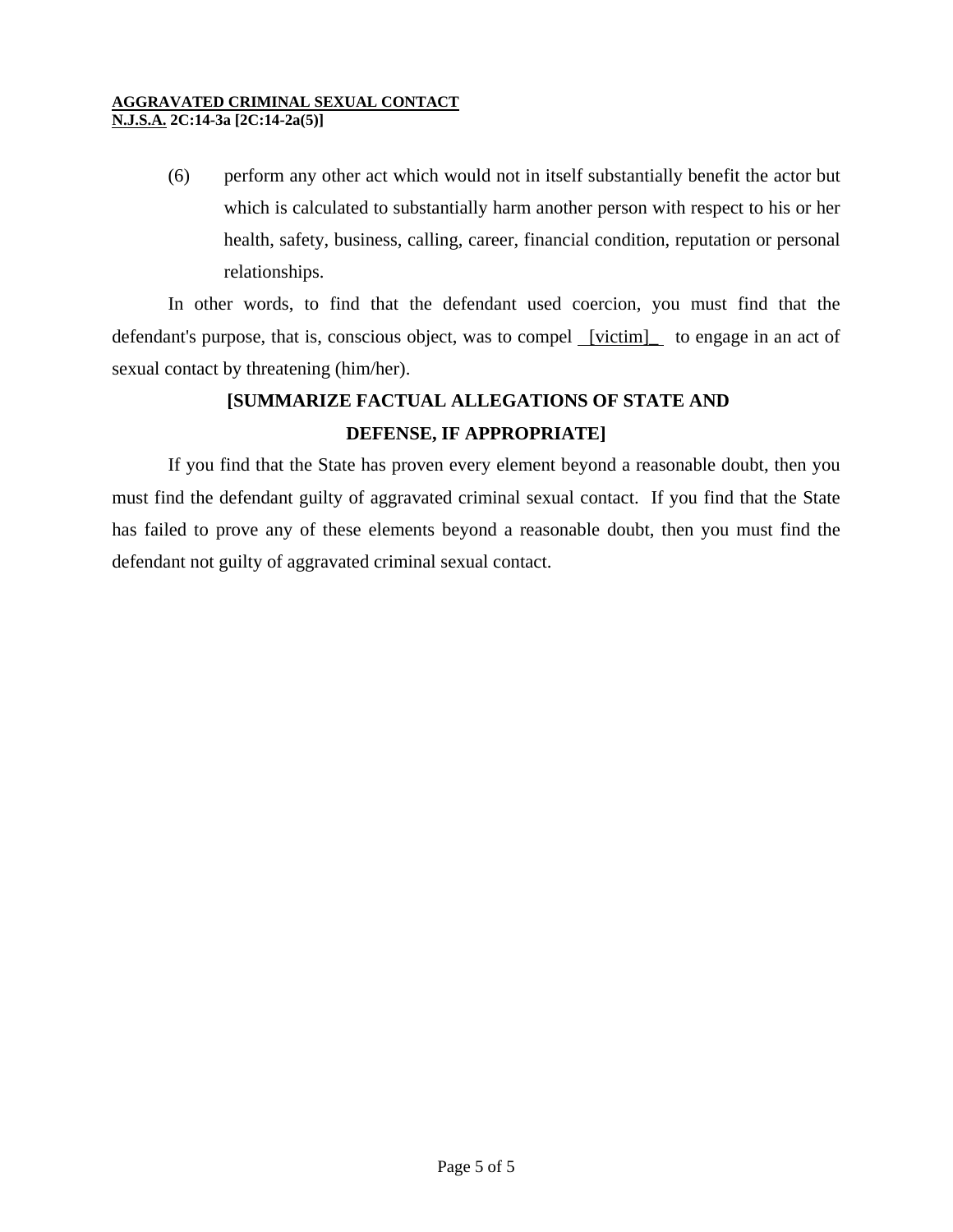(6) perform any other act which would not in itself substantially benefit the actor but which is calculated to substantially harm another person with respect to his or her health, safety, business, calling, career, financial condition, reputation or personal relationships.

In other words, to find that the defendant used coercion, you must find that the defendant's purpose, that is, conscious object, was to compel [victim] to engage in an act of sexual contact by threatening (him/her).

**[SUMMARIZE FACTUAL ALLEGATIONS OF STATE AND DEFENSE, IF APPROPRIATE]**

If you find that the State has proven every element beyond a reasonable doubt, then you must find the defendant guilty of aggravated criminal sexual contact. If you find that the State has failed to prove any of these elements beyond a reasonable doubt, then you must find the defendant not guilty of aggravated criminal sexual contact.